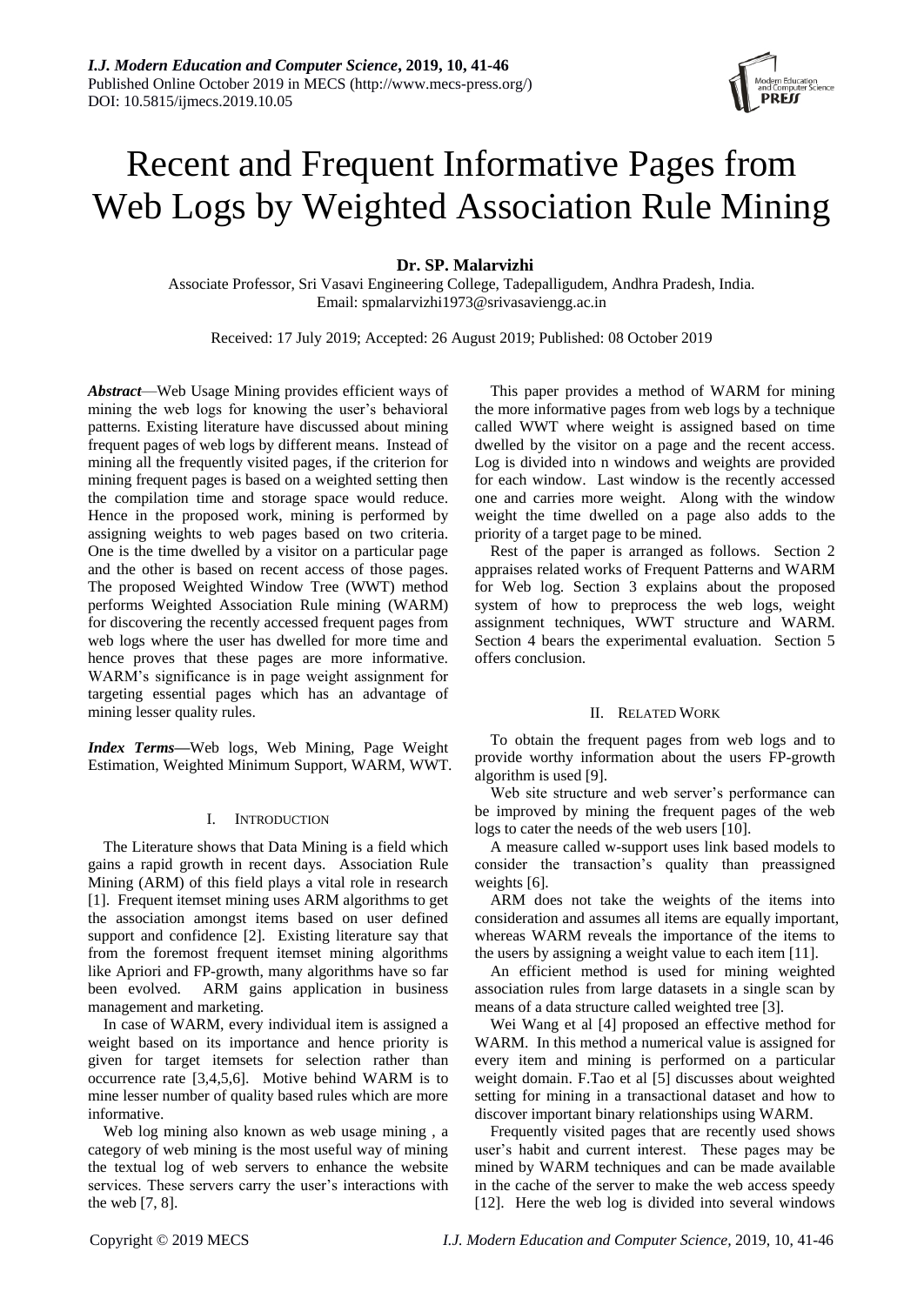# Recent and Frequent Informative Pages from Web Logs by Weighted Association Rule Mining

**Dr. SP. Malarvizhi**

Associate Professor, Sri Vasavi Engineering College, Tadepalligudem, Andhra Pradesh, India.
Email: spmalarvizhi1973@srivasaviengg.ac.in

Received: 17 July 2019; Accepted: 26 August 2019; Published: 08 October 2019

***Abstract*****—**Web Usage Mining provides efficient ways of mining the web logs for knowing the user's behavioral patterns. Existing literature have discussed about mining frequent pages of web logs by different means. Instead of mining all the frequently visited pages, if the criterion for mining frequent pages is based on a weighted setting then the compilation time and storage space would reduce. Hence in the proposed work, mining is performed by assigning weights to web pages based on two criteria. One is the time dwelled by a visitor on a particular page and the other is based on recent access of those pages. The proposed Weighted Window Tree (WWT) method performs Weighted Association Rule mining (WARM) for discovering the recently accessed frequent pages from web logs where the user has dwelled for more time and hence proves that these pages are more informative. WARM's significance is in page weight assignment for targeting essential pages which has an advantage of mining lesser quality rules.

***Index Terms*****—**Web logs, Web Mining, Page Weight Estimation, Weighted Minimum Support, WARM, WWT.

## I. Introduction

The Literature shows that Data Mining is a field which gains a rapid growth in recent days. Association Rule Mining (ARM) of this field plays a vital role in research [1]. Frequent itemset mining uses ARM algorithms to get the association amongst items based on user defined support and confidence [2]. Existing literature say that from the foremost frequent itemset mining algorithms like Apriori and FP-growth, many algorithms have so far been evolved. ARM gains application in business management and marketing.

In case of WARM, every individual item is assigned a weight based on its importance and hence priority is given for target itemsets for selection rather than occurrence rate [3,4,5,6]. Motive behind WARM is to mine lesser number of quality based rules which are more informative.

Web log mining also known as web usage mining , a category of web mining is the most useful way of mining the textual log of web servers to enhance the website services. These servers carry the user's interactions with the web [7, 8].

This paper provides a method of WARM for mining the more informative pages from web logs by a technique called WWT where weight is assigned based on time dwelled by the visitor on a page and the recent access. Log is divided into n windows and weights are provided for each window. Last window is the recently accessed one and carries more weight. Along with the window weight the time dwelled on a page also adds to the priority of a target page to be mined.

Rest of the paper is arranged as follows. Section 2 appraises related works of Frequent Patterns and WARM for Web log. Section 3 explains about the proposed system of how to preprocess the web logs, weight assignment techniques, WWT structure and WARM. Section 4 bears the experimental evaluation. Section 5 offers conclusion.

## II. Related Work

To obtain the frequent pages from web logs and to provide worthy information about the users FP-growth algorithm is used [9].

Web site structure and web server's performance can be improved by mining the frequent pages of the web logs to cater the needs of the web users [10].

A measure called w-support uses link based models to consider the transaction's quality than preassigned weights [6].

ARM does not take the weights of the items into consideration and assumes all items are equally important, whereas WARM reveals the importance of the items to the users by assigning a weight value to each item [11].

An efficient method is used for mining weighted association rules from large datasets in a single scan by means of a data structure called weighted tree [3].

Wei Wang et al [4] proposed an effective method for WARM. In this method a numerical value is assigned for every item and mining is performed on a particular weight domain. F.Tao et al [5] discusses about weighted setting for mining in a transactional dataset and how to discover important binary relationships using WARM.

Frequently visited pages that are recently used shows user's habit and current interest. These pages may be mined by WARM techniques and can be made available in the cache of the server to make the web access speedy [12]. Here the web log is divided into several windows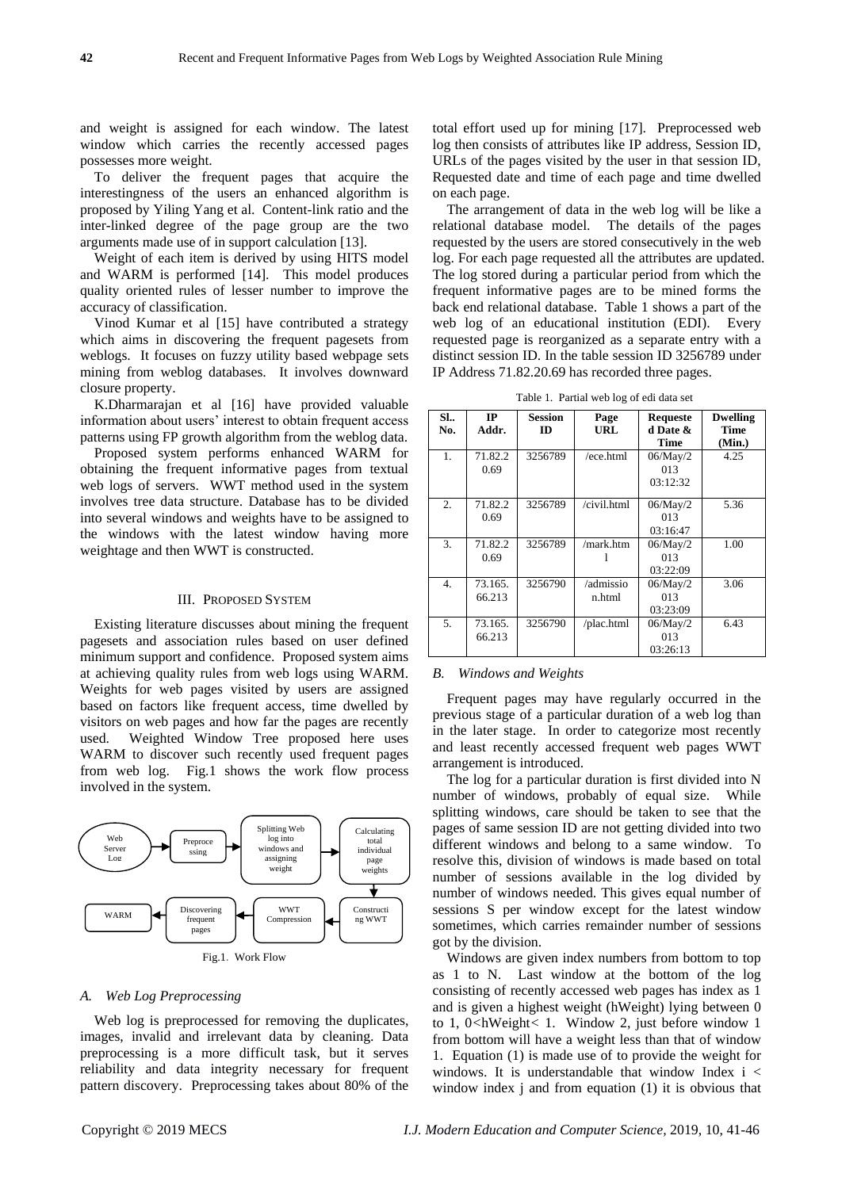and weight is assigned for each window. The latest window which carries the recently accessed pages possesses more weight.

To deliver the frequent pages that acquire the interestingness of the users an enhanced algorithm is proposed by Yiling Yang et al. Content-link ratio and the inter-linked degree of the page group are the two arguments made use of in support calculation [13].

Weight of each item is derived by using HITS model and WARM is performed [14]. This model produces quality oriented rules of lesser number to improve the accuracy of classification.

Vinod Kumar et al [15] have contributed a strategy which aims in discovering the frequent pagesets from weblogs. It focuses on fuzzy utility based webpage sets mining from weblog databases. It involves downward closure property.

K.Dharmarajan et al [16] have provided valuable information about users' interest to obtain frequent access patterns using FP growth algorithm from the weblog data.

Proposed system performs enhanced WARM for obtaining the frequent informative pages from textual web logs of servers. WWT method used in the system involves tree data structure. Database has to be divided into several windows and weights have to be assigned to the windows with the latest window having more weightage and then WWT is constructed.

## III. Proposed System

Existing literature discusses about mining the frequent pagesets and association rules based on user defined minimum support and confidence. Proposed system aims at achieving quality rules from web logs using WARM. Weights for web pages visited by users are assigned based on factors like frequent access, time dwelled by visitors on web pages and how far the pages are recently used. Weighted Window Tree proposed here uses WARM to discover such recently used frequent pages from web log. Fig.1 shows the work flow process involved in the system.

Web Server Log → Preprocessing → Splitting Web log into windows and assigning weight → Calculating total individual page weights → Constructing WWT → WWT Compression → Discovering frequent pages → WARM

Fig.1. Work Flow

### A. Web Log Preprocessing

Web log is preprocessed for removing the duplicates, images, invalid and irrelevant data by cleaning. Data preprocessing is a more difficult task, but it serves reliability and data integrity necessary for frequent pattern discovery. Preprocessing takes about 80% of the total effort used up for mining [17]. Preprocessed web log then consists of attributes like IP address, Session ID, URLs of the pages visited by the user in that session ID, Requested date and time of each page and time dwelled on each page.

The arrangement of data in the web log will be like a relational database model. The details of the pages requested by the users are stored consecutively in the web log. For each page requested all the attributes are updated. The log stored during a particular period from which the frequent informative pages are to be mined forms the back end relational database. Table 1 shows a part of the web log of an educational institution (EDI). Every requested page is reorganized as a separate entry with a distinct session ID. In the table session ID 3256789 under IP Address 71.82.20.69 has recorded three pages.

Table 1. Partial web log of edi data set

| Sl.. No. | IP Addr. | Session ID | Page URL | Requested Date & Time | Dwelling Time (Min.) |
|---|---|---|---|---|---|
| 1. | 71.82.20.69 | 3256789 | /ece.html | 06/May/2013 03:12:32 | 4.25 |
| 2. | 71.82.20.69 | 3256789 | /civil.html | 06/May/2013 03:16:47 | 5.36 |
| 3. | 71.82.20.69 | 3256789 | /mark.html | 06/May/2013 03:22:09 | 1.00 |
| 4. | 73.165.66.213 | 3256790 | /admission.html | 06/May/2013 03:23:09 | 3.06 |
| 5. | 73.165.66.213 | 3256790 | /plac.html | 06/May/2013 03:26:13 | 6.43 |

### B. Windows and Weights

Frequent pages may have regularly occurred in the previous stage of a particular duration of a web log than in the later stage. In order to categorize most recently and least recently accessed frequent web pages WWT arrangement is introduced.

The log for a particular duration is first divided into N number of windows, probably of equal size. While splitting windows, care should be taken to see that the pages of same session ID are not getting divided into two different windows and belong to a same window. To resolve this, division of windows is made based on total number of sessions available in the log divided by number of windows needed. This gives equal number of sessions S per window except for the latest window sometimes, which carries remainder number of sessions got by the division.

Windows are given index numbers from bottom to top as 1 to N. Last window at the bottom of the log consisting of recently accessed web pages has index as 1 and is given a highest weight (hWeight) lying between 0 to 1, $0<hWeight<1$. Window 2, just before window 1 from bottom will have a weight less than that of window 1. Equation (1) is made use of to provide the weight for windows. It is understandable that window Index $i <$ window index $j$ and from equation (1) it is obvious that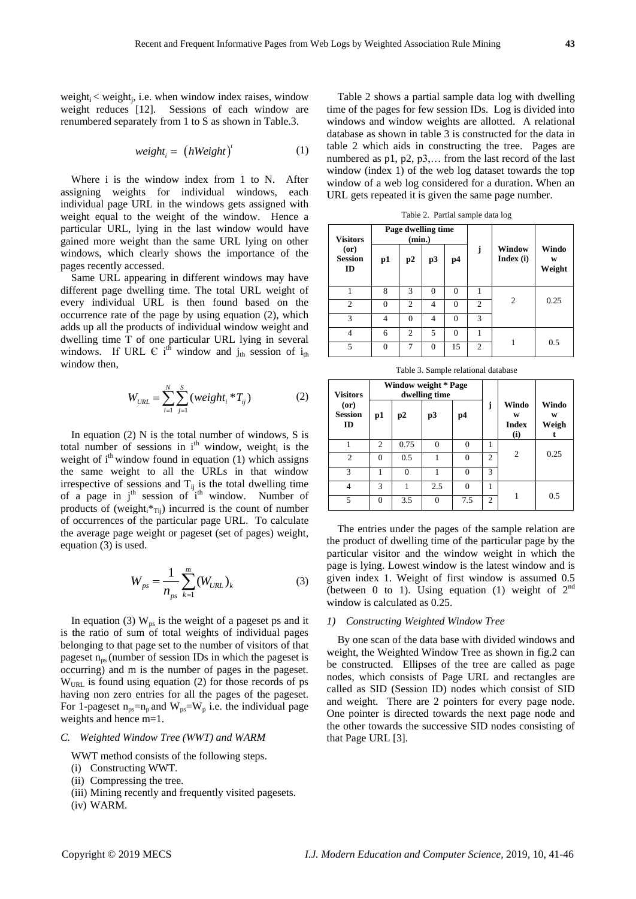weight$_i$ < weight$_j$, i.e. when window index raises, window weight reduces [12]. Sessions of each window are renumbered separately from 1 to S as shown in Table.3.

$$weight_i = \left(hWeight\right)^i \tag{1}$$

Where i is the window index from 1 to N. After assigning weights for individual windows, each individual page URL in the windows gets assigned with weight equal to the weight of the window. Hence a particular URL, lying in the last window would have gained more weight than the same URL lying on other windows, which clearly shows the importance of the pages recently accessed.

Same URL appearing in different windows may have different page dwelling time. The total URL weight of every individual URL is then found based on the occurrence rate of the page by using equation (2), which adds up all the products of individual window weight and dwelling time T of one particular URL lying in several windows. If URL Є i$^{th}$ window and j$_{th}$ session of i$_{th}$ window then,

$$W_{URL} = \sum_{i=1}^{N}\sum_{j=1}^{S}(weight_i * T_{ij}) \tag{2}$$

In equation (2) N is the total number of windows, S is total number of sessions in i$^{th}$ window, weight$_i$ is the weight of i$^{th}$ window found in equation (1) which assigns the same weight to all the URLs in that window irrespective of sessions and $T_{ij}$ is the total dwelling time of a page in j$^{th}$ session of i$^{th}$ window. Number of products of (weight$_i$*$T_{ij}$) incurred is the count of number of occurrences of the particular page URL. To calculate the average page weight or pageset (set of pages) weight, equation (3) is used.

$$W_{ps} = \frac{1}{n_{ps}}\sum_{k=1}^{m}(W_{URL})_k \tag{3}$$

In equation (3) $W_{ps}$ is the weight of a pageset ps and it is the ratio of sum of total weights of individual pages belonging to that page set to the number of visitors of that pageset $n_{ps}$ (number of session IDs in which the pageset is occurring) and m is the number of pages in the pageset. $W_{URL}$ is found using equation (2) for those records of ps having non zero entries for all the pages of the pageset. For 1-pageset $n_{ps}$=$n_p$ and $W_{ps}$=$W_p$ i.e. the individual page weights and hence m=1.

### *C. Weighted Window Tree (WWT) and WARM*

WWT method consists of the following steps.

(i) Constructing WWT.
(ii) Compressing the tree.
(iii) Mining recently and frequently visited pagesets.
(iv) WARM.

Table 2 shows a partial sample data log with dwelling time of the pages for few session IDs. Log is divided into windows and window weights are allotted. A relational database as shown in table 3 is constructed for the data in table 2 which aids in constructing the tree. Pages are numbered as p1, p2, p3,… from the last record of the last window (index 1) of the web log dataset towards the top window of a web log considered for a duration. When an URL gets repeated it is given the same page number.

Table 2. Partial sample data log

| Visitors (or) Session ID | Page dwelling time (min.) | | | | j | Window Index (i) | Window Weight |
|---|---|---|---|---|---|---|---|
| | p1 | p2 | p3 | p4 | | | |
| 1 | 8 | 3 | 0 | 0 | 1 | 2 | 0.25 |
| 2 | 0 | 2 | 4 | 0 | 2 | | |
| 3 | 4 | 0 | 4 | 0 | 3 | | |
| 4 | 6 | 2 | 5 | 0 | 1 | 1 | 0.5 |
| 5 | 0 | 7 | 0 | 15 | 2 | | |

Table 3. Sample relational database

| Visitors (or) Session ID | Window weight * Page dwelling time | | | | j | Window Index (i) | Window Weight |
|---|---|---|---|---|---|---|---|
| | p1 | p2 | p3 | p4 | | | |
| 1 | 2 | 0.75 | 0 | 0 | 1 | 2 | 0.25 |
| 2 | 0 | 0.5 | 1 | 0 | 2 | | |
| 3 | 1 | 0 | 1 | 0 | 3 | | |
| 4 | 3 | 1 | 2.5 | 0 | 1 | 1 | 0.5 |
| 5 | 0 | 3.5 | 0 | 7.5 | 2 | | |

The entries under the pages of the sample relation are the product of dwelling time of the particular page by the particular visitor and the window weight in which the page is lying. Lowest window is the latest window and is given index 1. Weight of first window is assumed 0.5 (between 0 to 1). Using equation (1) weight of 2$^{nd}$ window is calculated as 0.25.

#### *1) Constructing Weighted Window Tree*

By one scan of the data base with divided windows and weight, the Weighted Window Tree as shown in fig.2 can be constructed. Ellipses of the tree are called as page nodes, which consists of Page URL and rectangles are called as SID (Session ID) nodes which consist of SID and weight. There are 2 pointers for every page node. One pointer is directed towards the next page node and the other towards the successive SID nodes consisting of that Page URL [3].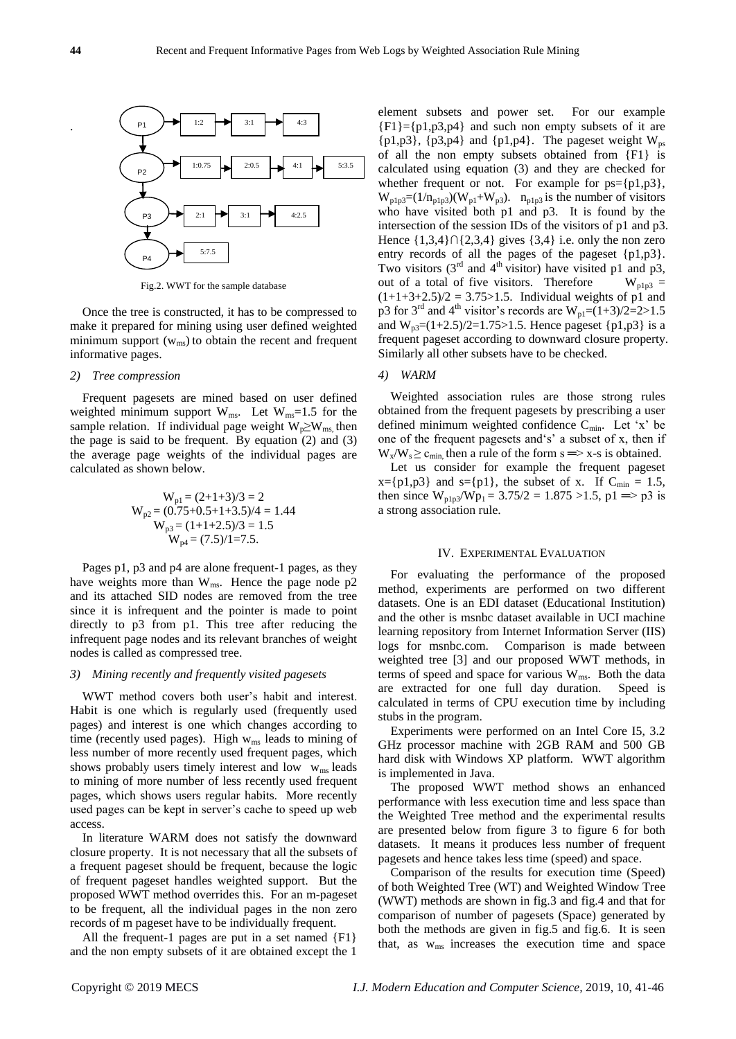Fig.2. WWT for the sample database

Once the tree is constructed, it has to be compressed to make it prepared for mining using user defined weighted minimum support ($w_{ms}$) to obtain the recent and frequent informative pages.

*2) Tree compression*

Frequent pagesets are mined based on user defined weighted minimum support $W_{ms}$. Let $W_{ms}$=1.5 for the sample relation. If individual page weight $W_p \geq W_{ms}$, then the page is said to be frequent. By equation (2) and (3) the average page weights of the individual pages are calculated as shown below.

$$W_{p1} = (2+1+3)/3 = 2$$
$$W_{p2} = (0.75+0.5+1+3.5)/4 = 1.44$$
$$W_{p3} = (1+1+2.5)/3 = 1.5$$
$$W_{p4} = (7.5)/1 = 7.5.$$

Pages p1, p3 and p4 are alone frequent-1 pages, as they have weights more than $W_{ms}$. Hence the page node p2 and its attached SID nodes are removed from the tree since it is infrequent and the pointer is made to point directly to p3 from p1. This tree after reducing the infrequent page nodes and its relevant branches of weight nodes is called as compressed tree.

*3) Mining recently and frequently visited pagesets*

WWT method covers both user's habit and interest. Habit is one which is regularly used (frequently used pages) and interest is one which changes according to time (recently used pages). High $w_{ms}$ leads to mining of less number of more recently used frequent pages, which shows probably users timely interest and low $w_{ms}$ leads to mining of more number of less recently used frequent pages, which shows users regular habits. More recently used pages can be kept in server's cache to speed up web access.

In literature WARM does not satisfy the downward closure property. It is not necessary that all the subsets of a frequent pageset should be frequent, because the logic of frequent pageset handles weighted support. But the proposed WWT method overrides this. For an m-pageset to be frequent, all the individual pages in the non zero records of m pageset have to be individually frequent.

All the frequent-1 pages are put in a set named {F1} and the non empty subsets of it are obtained except the 1 element subsets and power set. For our example {F1}={p1,p3,p4} and such non empty subsets of it are {p1,p3}, {p3,p4} and {p1,p4}. The pageset weight $W_{ps}$ of all the non empty subsets obtained from {F1} is calculated using equation (3) and they are checked for whether frequent or not. For example for ps={p1,p3}, $W_{p1p3}=(1/n_{p1p3})(W_{p1}+W_{p3})$. $n_{p1p3}$ is the number of visitors who have visited both p1 and p3. It is found by the intersection of the session IDs of the visitors of p1 and p3. Hence {1,3,4}∩{2,3,4} gives {3,4} i.e. only the non zero entry records of all the pages of the pageset {p1,p3}. Two visitors (3rd and 4th visitor) have visited p1 and p3, out of a total of five visitors. Therefore $W_{p1p3} = (1+1+3+2.5)/2 = 3.75>1.5$. Individual weights of p1 and p3 for 3rd and 4th visitor's records are $W_{p1}=(1+3)/2=2>1.5$ and $W_{p3}=(1+2.5)/2=1.75>1.5$. Hence pageset {p1,p3} is a frequent pageset according to downward closure property. Similarly all other subsets have to be checked.

*4) WARM*

Weighted association rules are those strong rules obtained from the frequent pagesets by prescribing a user defined minimum weighted confidence $C_{min}$. Let 'x' be one of the frequent pagesets and's' a subset of x, then if $W_x/W_s \geq c_{min}$, then a rule of the form s ═> x-s is obtained.

Let us consider for example the frequent pageset x={p1,p3} and s={p1}, the subset of x. If $C_{min}$ = 1.5, then since $W_{p1p3}/W_{p1} = 3.75/2 = 1.875 > 1.5$, p1 ═> p3 is a strong association rule.

## IV. Experimental Evaluation

For evaluating the performance of the proposed method, experiments are performed on two different datasets. One is an EDI dataset (Educational Institution) and the other is msnbc dataset available in UCI machine learning repository from Internet Information Server (IIS) logs for msnbc.com. Comparison is made between weighted tree [3] and our proposed WWT methods, in terms of speed and space for various $W_{ms}$. Both the data are extracted for one full day duration. Speed is calculated in terms of CPU execution time by including stubs in the program.

Experiments were performed on an Intel Core I5, 3.2 GHz processor machine with 2GB RAM and 500 GB hard disk with Windows XP platform. WWT algorithm is implemented in Java.

The proposed WWT method shows an enhanced performance with less execution time and less space than the Weighted Tree method and the experimental results are presented below from figure 3 to figure 6 for both datasets. It means it produces less number of frequent pagesets and hence takes less time (speed) and space.

Comparison of the results for execution time (Speed) of both Weighted Tree (WT) and Weighted Window Tree (WWT) methods are shown in fig.3 and fig.4 and that for comparison of number of pagesets (Space) generated by both the methods are given in fig.5 and fig.6. It is seen that, as $w_{ms}$ increases the execution time and space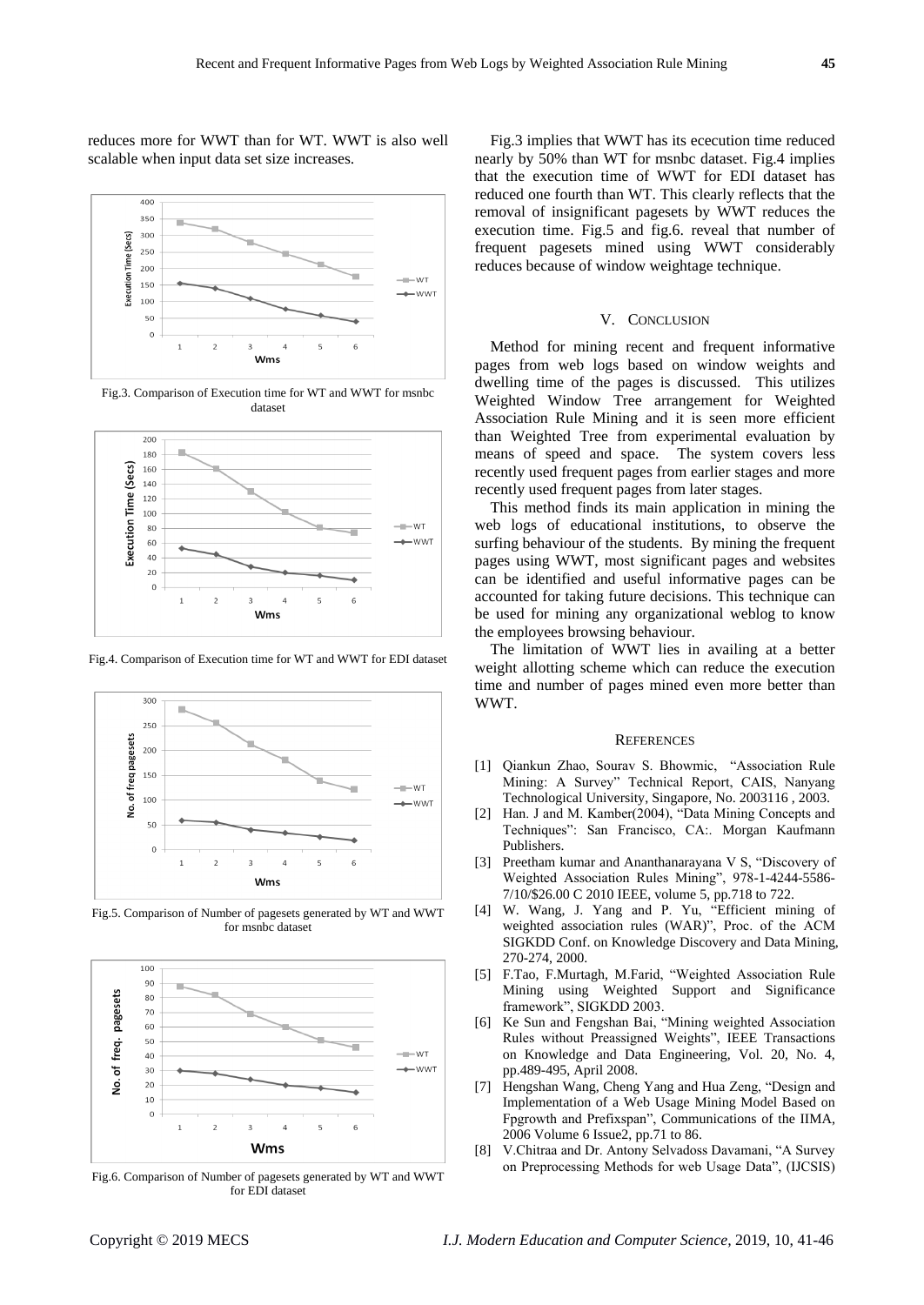reduces more for WWT than for WT. WWT is also well scalable when input data set size increases.

Fig.3. Comparison of Execution time for WT and WWT for msnbc dataset

Fig.4. Comparison of Execution time for WT and WWT for EDI dataset

Fig.5. Comparison of Number of pagesets generated by WT and WWT for msnbc dataset

Fig.6. Comparison of Number of pagesets generated by WT and WWT for EDI dataset

Fig.3 implies that WWT has its ececution time reduced nearly by 50% than WT for msnbc dataset. Fig.4 implies that the execution time of WWT for EDI dataset has reduced one fourth than WT. This clearly reflects that the removal of insignificant pagesets by WWT reduces the execution time. Fig.5 and fig.6. reveal that number of frequent pagesets mined using WWT considerably reduces because of window weightage technique.

## V. Conclusion

Method for mining recent and frequent informative pages from web logs based on window weights and dwelling time of the pages is discussed. This utilizes Weighted Window Tree arrangement for Weighted Association Rule Mining and it is seen more efficient than Weighted Tree from experimental evaluation by means of speed and space. The system covers less recently used frequent pages from earlier stages and more recently used frequent pages from later stages.

This method finds its main application in mining the web logs of educational institutions, to observe the surfing behaviour of the students. By mining the frequent pages using WWT, most significant pages and websites can be identified and useful informative pages can be accounted for taking future decisions. This technique can be used for mining any organizational weblog to know the employees browsing behaviour.

The limitation of WWT lies in availing at a better weight allotting scheme which can reduce the execution time and number of pages mined even more better than WWT.

## References

[1] Qiankun Zhao, Sourav S. Bhowmic, "Association Rule Mining: A Survey" Technical Report, CAIS, Nanyang Technological University, Singapore, No. 2003116 , 2003.

[2] Han. J and M. Kamber(2004), "Data Mining Concepts and Techniques": San Francisco, CA:. Morgan Kaufmann Publishers.

[3] Preetham kumar and Ananthanarayana V S, "Discovery of Weighted Association Rules Mining", 978-1-4244-5586-7/10/$26.00 C 2010 IEEE, volume 5, pp.718 to 722.

[4] W. Wang, J. Yang and P. Yu, "Efficient mining of weighted association rules (WAR)", Proc. of the ACM SIGKDD Conf. on Knowledge Discovery and Data Mining, 270-274, 2000.

[5] F.Tao, F.Murtagh, M.Farid, "Weighted Association Rule Mining using Weighted Support and Significance framework", SIGKDD 2003.

[6] Ke Sun and Fengshan Bai, "Mining weighted Association Rules without Preassigned Weights", IEEE Transactions on Knowledge and Data Engineering, Vol. 20, No. 4, pp.489-495, April 2008.

[7] Hengshan Wang, Cheng Yang and Hua Zeng, "Design and Implementation of a Web Usage Mining Model Based on Fpgrowth and Prefixspan", Communications of the IIMA, 2006 Volume 6 Issue2, pp.71 to 86.

[8] V.Chitraa and Dr. Antony Selvadoss Davamani, "A Survey on Preprocessing Methods for web Usage Data", (IJCSIS)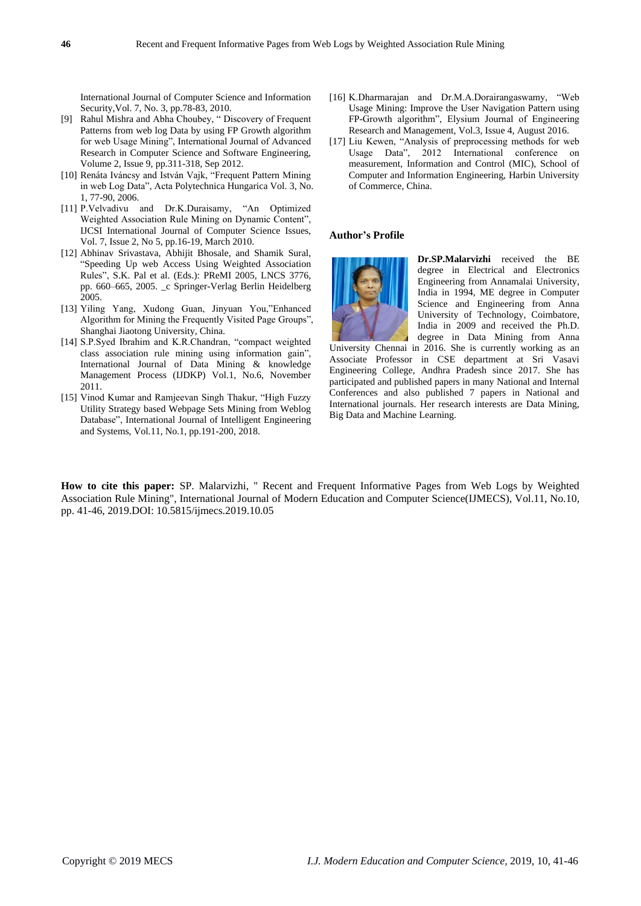International Journal of Computer Science and Information Security,Vol. 7, No. 3, pp.78-83, 2010.

[9] Rahul Mishra and Abha Choubey, " Discovery of Frequent Patterns from web log Data by using FP Growth algorithm for web Usage Mining", International Journal of Advanced Research in Computer Science and Software Engineering, Volume 2, Issue 9, pp.311-318, Sep 2012.

[10] Renáta Iváncsy and István Vajk, "Frequent Pattern Mining in web Log Data", Acta Polytechnica Hungarica Vol. 3, No. 1, 77-90, 2006.

[11] P.Velvadivu and Dr.K.Duraisamy, "An Optimized Weighted Association Rule Mining on Dynamic Content", IJCSI International Journal of Computer Science Issues, Vol. 7, Issue 2, No 5, pp.16-19, March 2010.

[12] Abhinav Srivastava, Abhijit Bhosale, and Shamik Sural, "Speeding Up web Access Using Weighted Association Rules", S.K. Pal et al. (Eds.): PReMI 2005, LNCS 3776, pp. 660–665, 2005. _c Springer-Verlag Berlin Heidelberg 2005.

[13] Yiling Yang, Xudong Guan, Jinyuan You,"Enhanced Algorithm for Mining the Frequently Visited Page Groups", Shanghai Jiaotong University, China.

[14] S.P.Syed Ibrahim and K.R.Chandran, "compact weighted class association rule mining using information gain", International Journal of Data Mining & knowledge Management Process (IJDKP) Vol.1, No.6, November 2011.

[15] Vinod Kumar and Ramjeevan Singh Thakur, "High Fuzzy Utility Strategy based Webpage Sets Mining from Weblog Database", International Journal of Intelligent Engineering and Systems, Vol.11, No.1, pp.191-200, 2018.

[16] K.Dharmarajan and Dr.M.A.Dorairangaswamy, "Web Usage Mining: Improve the User Navigation Pattern using FP-Growth algorithm", Elysium Journal of Engineering Research and Management, Vol.3, Issue 4, August 2016.

[17] Liu Kewen, "Analysis of preprocessing methods for web Usage Data", 2012 International conference on measurement, Information and Control (MIC), School of Computer and Information Engineering, Harbin University of Commerce, China.

## Author's Profile

**Dr.SP.Malarvizhi** received the BE degree in Electrical and Electronics Engineering from Annamalai University, India in 1994, ME degree in Computer Science and Engineering from Anna University of Technology, Coimbatore, India in 2009 and received the Ph.D. degree in Data Mining from Anna University Chennai in 2016. She is currently working as an Associate Professor in CSE department at Sri Vasavi Engineering College, Andhra Pradesh since 2017. She has participated and published papers in many National and Internal Conferences and also published 7 papers in National and International journals. Her research interests are Data Mining, Big Data and Machine Learning.

**How to cite this paper:** SP. Malarvizhi, " Recent and Frequent Informative Pages from Web Logs by Weighted Association Rule Mining", International Journal of Modern Education and Computer Science(IJMECS), Vol.11, No.10, pp. 41-46, 2019.DOI: 10.5815/ijmecs.2019.10.05